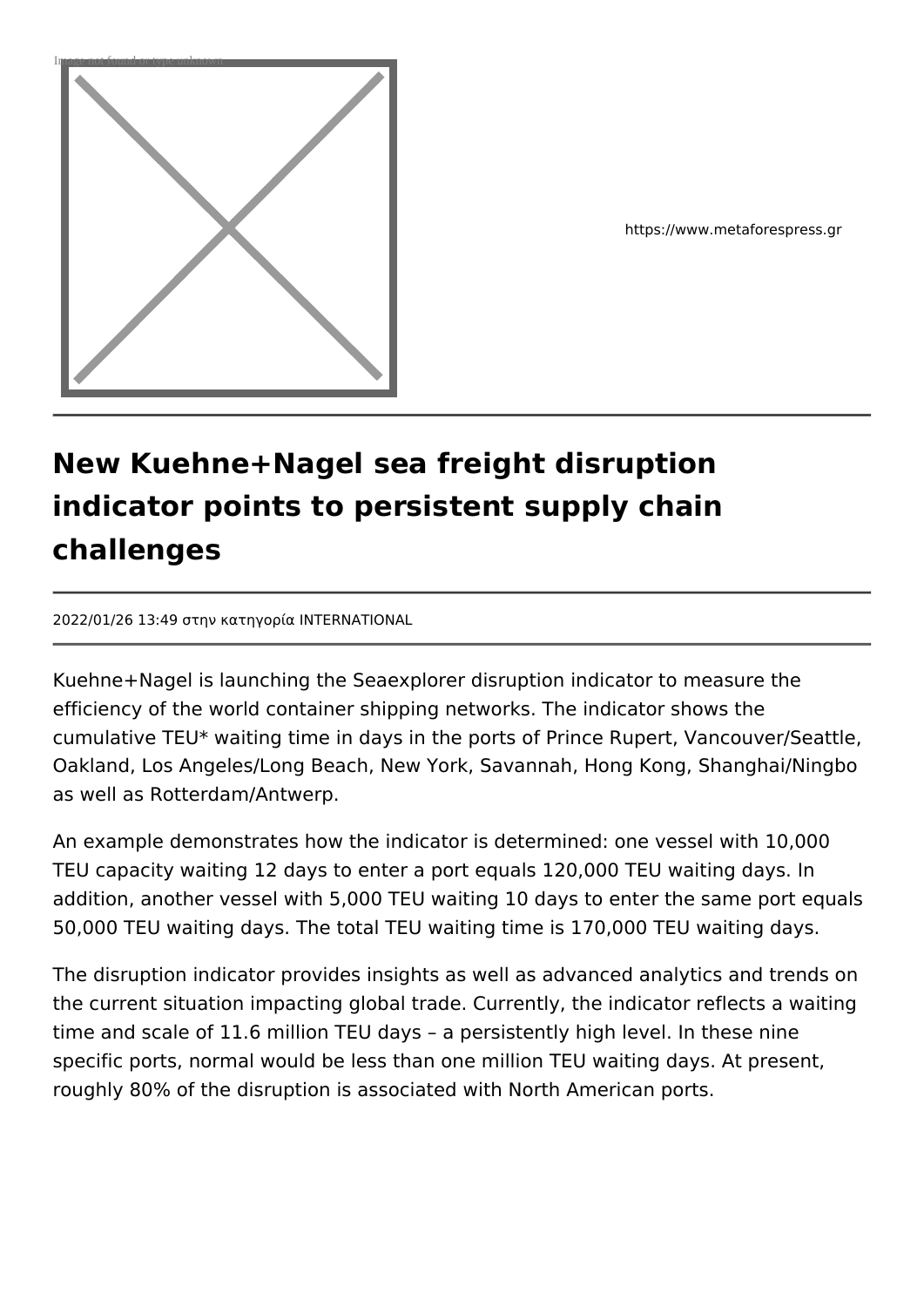https://www.metaforespress.gr

# New Kuehne+Nagel sea freight disruption indicator points to persistent supply chain challenges

2022/01/26 13:49 στην κατηγορία INTERNATIONAL

Kuehne+Nagel is launching the Seaexplorer disruption indicator to measure the efficiency of the world container shipping networks. The indicator shows the cumulative TEU* waiting time in days in the ports of Prince Rupert, Vancouver/Seattle, Oakland, Los Angeles/Long Beach, New York, Savannah, Hong Kong, Shanghai/Ningbo as well as Rotterdam/Antwerp.

An example demonstrates how the indicator is determined: one vessel with 10,000 TEU capacity waiting 12 days to enter a port equals 120,000 TEU waiting days. In addition, another vessel with 5,000 TEU waiting 10 days to enter the same port equals 50,000 TEU waiting days. The total TEU waiting time is 170,000 TEU waiting days.

The disruption indicator provides insights as well as advanced analytics and trends on the current situation impacting global trade. Currently, the indicator reflects a waiting time and scale of 11.6 million TEU days – a persistently high level. In these nine specific ports, normal would be less than one million TEU waiting days. At present, roughly 80% of the disruption is associated with North American ports.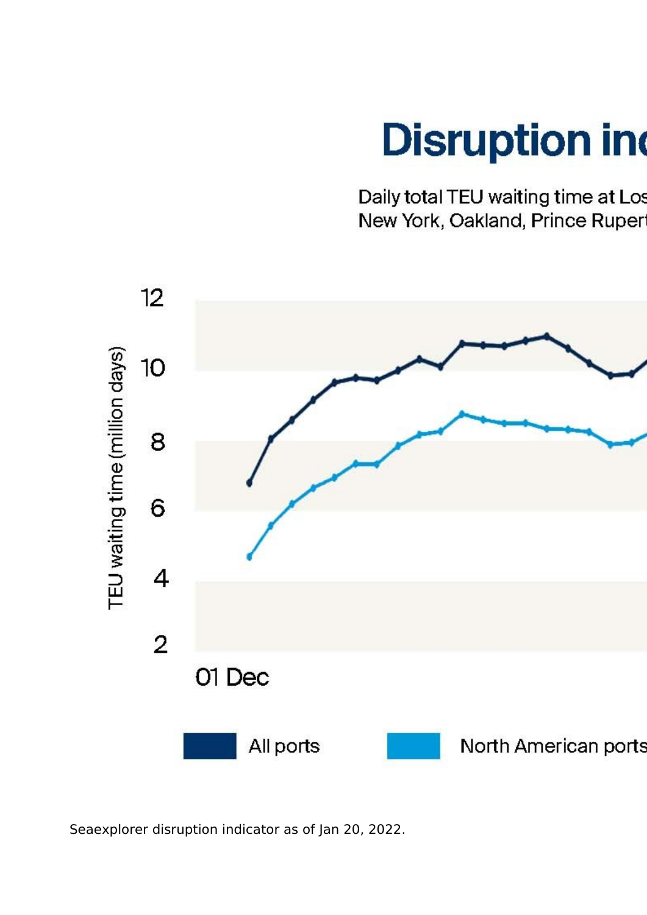# Disruption in

Daily total TEU waiting time at Los
New York, Oakland, Prince Rupert

TEU waiting time (million days)

12
10
8
6
4
2

01 Dec

All ports
North American ports

Seaexplorer disruption indicator as of Jan 20, 2022.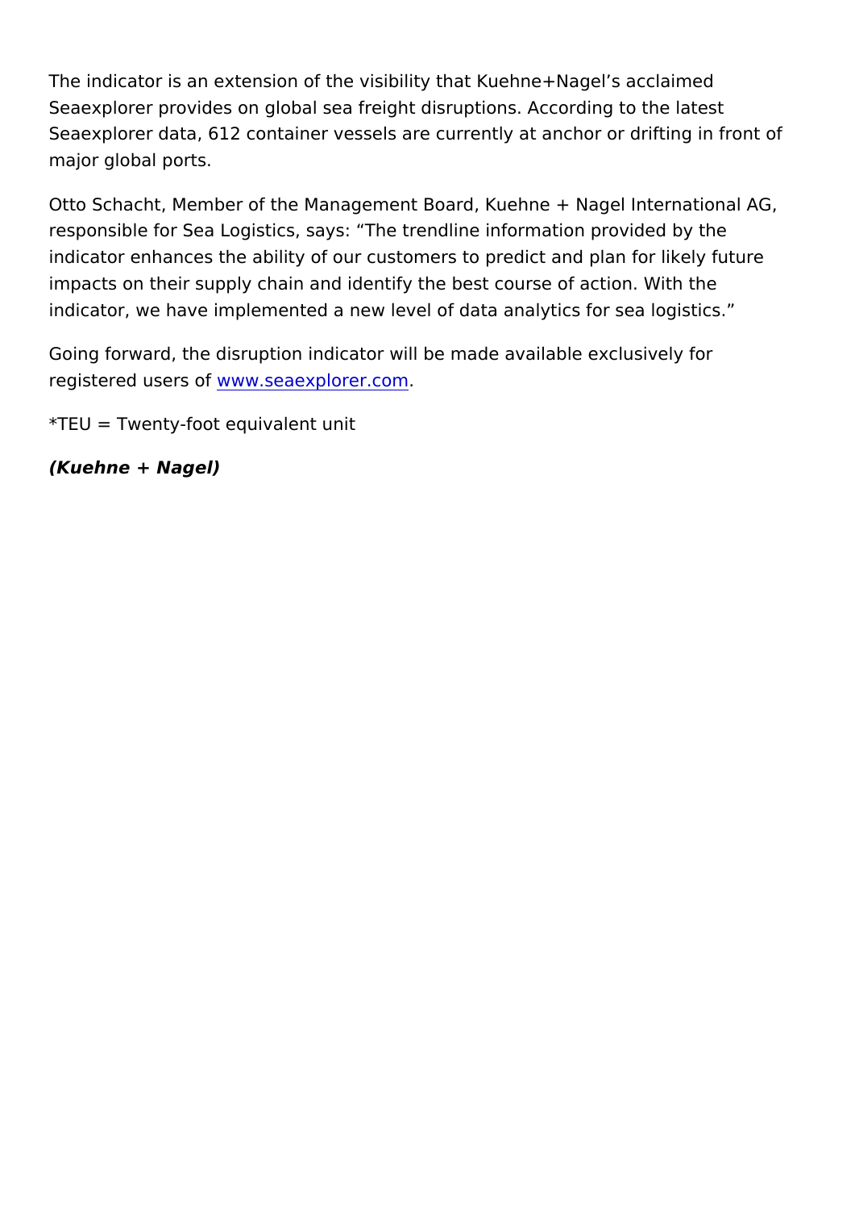The indicator is an extension of the visibility that Kuehne+Nagel's acclaimed Seaexplorer provides on global sea freight disruptions. According to the latest Seaexplorer data, 612 container vessels are currently at anchor or drifting in front of major global ports.

Otto Schacht, Member of the Management Board, Kuehne + Nagel International AG, responsible for Sea Logistics, says: "The trendline information provided by the indicator enhances the ability of our customers to predict and plan for likely future impacts on their supply chain and identify the best course of action. With the indicator, we have implemented a new level of data analytics for sea logistics."

Going forward, the disruption indicator will be made available exclusively for registered users of [www.seaexplorer.com](http://www.seaexplorer.com).

*TEU = Twenty-foot equivalent unit

***(Kuehne + Nagel)***